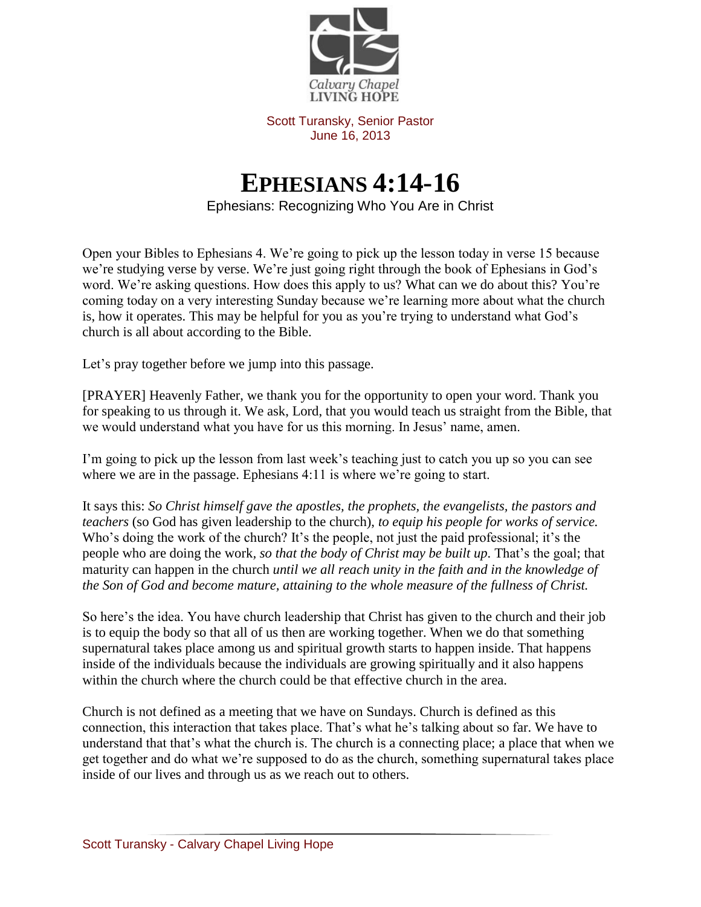Scott Turansky, Senior Pastor
June 16, 2013

# EPHESIANS 4:14-16

Ephesians: Recognizing Who You Are in Christ

Open your Bibles to Ephesians 4. We're going to pick up the lesson today in verse 15 because we're studying verse by verse. We're just going right through the book of Ephesians in God's word. We're asking questions. How does this apply to us? What can we do about this? You're coming today on a very interesting Sunday because we're learning more about what the church is, how it operates. This may be helpful for you as you're trying to understand what God's church is all about according to the Bible.

Let's pray together before we jump into this passage.

[PRAYER] Heavenly Father, we thank you for the opportunity to open your word. Thank you for speaking to us through it. We ask, Lord, that you would teach us straight from the Bible, that we would understand what you have for us this morning. In Jesus' name, amen.

I'm going to pick up the lesson from last week's teaching just to catch you up so you can see where we are in the passage. Ephesians 4:11 is where we're going to start.

It says this: *So Christ himself gave the apostles, the prophets, the evangelists, the pastors and teachers* (so God has given leadership to the church), *to equip his people for works of service.* Who's doing the work of the church? It's the people, not just the paid professional; it's the people who are doing the work, *so that the body of Christ may be built up*. That's the goal; that maturity can happen in the church *until we all reach unity in the faith and in the knowledge of the Son of God and become mature, attaining to the whole measure of the fullness of Christ.*

So here's the idea. You have church leadership that Christ has given to the church and their job is to equip the body so that all of us then are working together. When we do that something supernatural takes place among us and spiritual growth starts to happen inside. That happens inside of the individuals because the individuals are growing spiritually and it also happens within the church where the church could be that effective church in the area.

Church is not defined as a meeting that we have on Sundays. Church is defined as this connection, this interaction that takes place. That's what he's talking about so far. We have to understand that that's what the church is. The church is a connecting place; a place that when we get together and do what we're supposed to do as the church, something supernatural takes place inside of our lives and through us as we reach out to others.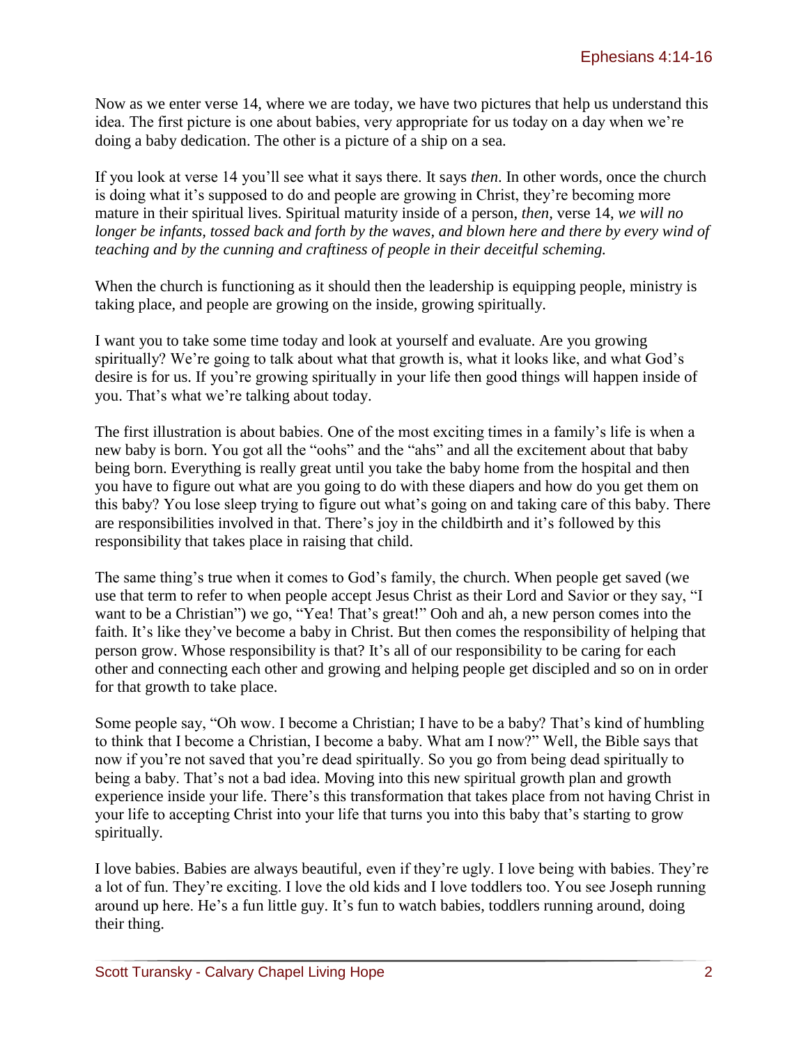Now as we enter verse 14, where we are today, we have two pictures that help us understand this idea. The first picture is one about babies, very appropriate for us today on a day when we're doing a baby dedication. The other is a picture of a ship on a sea.

If you look at verse 14 you'll see what it says there. It says *then*. In other words, once the church is doing what it's supposed to do and people are growing in Christ, they're becoming more mature in their spiritual lives. Spiritual maturity inside of a person, *then,* verse 14, *we will no longer be infants, tossed back and forth by the waves, and blown here and there by every wind of teaching and by the cunning and craftiness of people in their deceitful scheming.*

When the church is functioning as it should then the leadership is equipping people, ministry is taking place, and people are growing on the inside, growing spiritually.

I want you to take some time today and look at yourself and evaluate. Are you growing spiritually? We're going to talk about what that growth is, what it looks like, and what God's desire is for us. If you're growing spiritually in your life then good things will happen inside of you. That's what we're talking about today.

The first illustration is about babies. One of the most exciting times in a family's life is when a new baby is born. You got all the "oohs" and the "ahs" and all the excitement about that baby being born. Everything is really great until you take the baby home from the hospital and then you have to figure out what are you going to do with these diapers and how do you get them on this baby? You lose sleep trying to figure out what's going on and taking care of this baby. There are responsibilities involved in that. There's joy in the childbirth and it's followed by this responsibility that takes place in raising that child.

The same thing's true when it comes to God's family, the church. When people get saved (we use that term to refer to when people accept Jesus Christ as their Lord and Savior or they say, "I want to be a Christian") we go, "Yea! That's great!" Ooh and ah, a new person comes into the faith. It's like they've become a baby in Christ. But then comes the responsibility of helping that person grow. Whose responsibility is that? It's all of our responsibility to be caring for each other and connecting each other and growing and helping people get discipled and so on in order for that growth to take place.

Some people say, "Oh wow. I become a Christian; I have to be a baby? That's kind of humbling to think that I become a Christian, I become a baby. What am I now?" Well, the Bible says that now if you're not saved that you're dead spiritually. So you go from being dead spiritually to being a baby. That's not a bad idea. Moving into this new spiritual growth plan and growth experience inside your life. There's this transformation that takes place from not having Christ in your life to accepting Christ into your life that turns you into this baby that's starting to grow spiritually.

I love babies. Babies are always beautiful, even if they're ugly. I love being with babies. They're a lot of fun. They're exciting. I love the old kids and I love toddlers too. You see Joseph running around up here. He's a fun little guy. It's fun to watch babies, toddlers running around, doing their thing.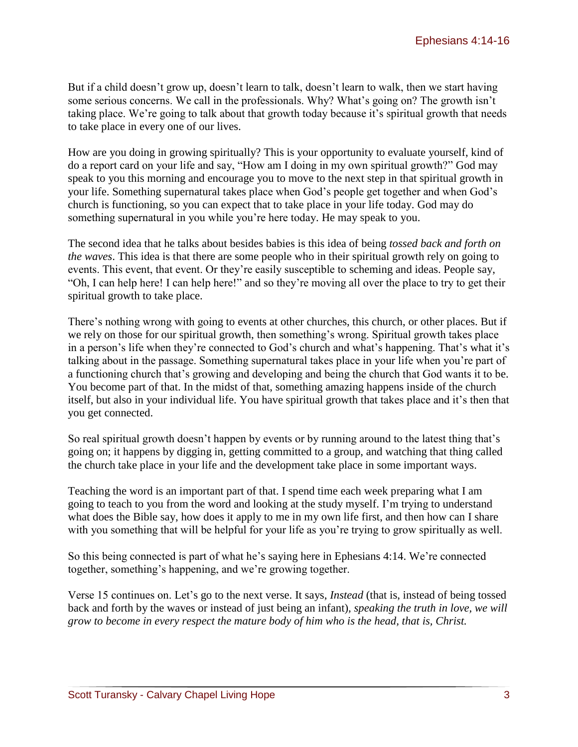But if a child doesn't grow up, doesn't learn to talk, doesn't learn to walk, then we start having some serious concerns. We call in the professionals. Why? What's going on? The growth isn't taking place. We're going to talk about that growth today because it's spiritual growth that needs to take place in every one of our lives.

How are you doing in growing spiritually? This is your opportunity to evaluate yourself, kind of do a report card on your life and say, "How am I doing in my own spiritual growth?" God may speak to you this morning and encourage you to move to the next step in that spiritual growth in your life. Something supernatural takes place when God's people get together and when God's church is functioning, so you can expect that to take place in your life today. God may do something supernatural in you while you're here today. He may speak to you.

The second idea that he talks about besides babies is this idea of being *tossed back and forth on the waves*. This idea is that there are some people who in their spiritual growth rely on going to events. This event, that event. Or they're easily susceptible to scheming and ideas. People say, "Oh, I can help here! I can help here!" and so they're moving all over the place to try to get their spiritual growth to take place.

There's nothing wrong with going to events at other churches, this church, or other places. But if we rely on those for our spiritual growth, then something's wrong. Spiritual growth takes place in a person's life when they're connected to God's church and what's happening. That's what it's talking about in the passage. Something supernatural takes place in your life when you're part of a functioning church that's growing and developing and being the church that God wants it to be. You become part of that. In the midst of that, something amazing happens inside of the church itself, but also in your individual life. You have spiritual growth that takes place and it's then that you get connected.

So real spiritual growth doesn't happen by events or by running around to the latest thing that's going on; it happens by digging in, getting committed to a group, and watching that thing called the church take place in your life and the development take place in some important ways.

Teaching the word is an important part of that. I spend time each week preparing what I am going to teach to you from the word and looking at the study myself. I'm trying to understand what does the Bible say, how does it apply to me in my own life first, and then how can I share with you something that will be helpful for your life as you're trying to grow spiritually as well.

So this being connected is part of what he's saying here in Ephesians 4:14. We're connected together, something's happening, and we're growing together.

Verse 15 continues on. Let's go to the next verse. It says, *Instead* (that is, instead of being tossed back and forth by the waves or instead of just being an infant), *speaking the truth in love, we will grow to become in every respect the mature body of him who is the head, that is, Christ.*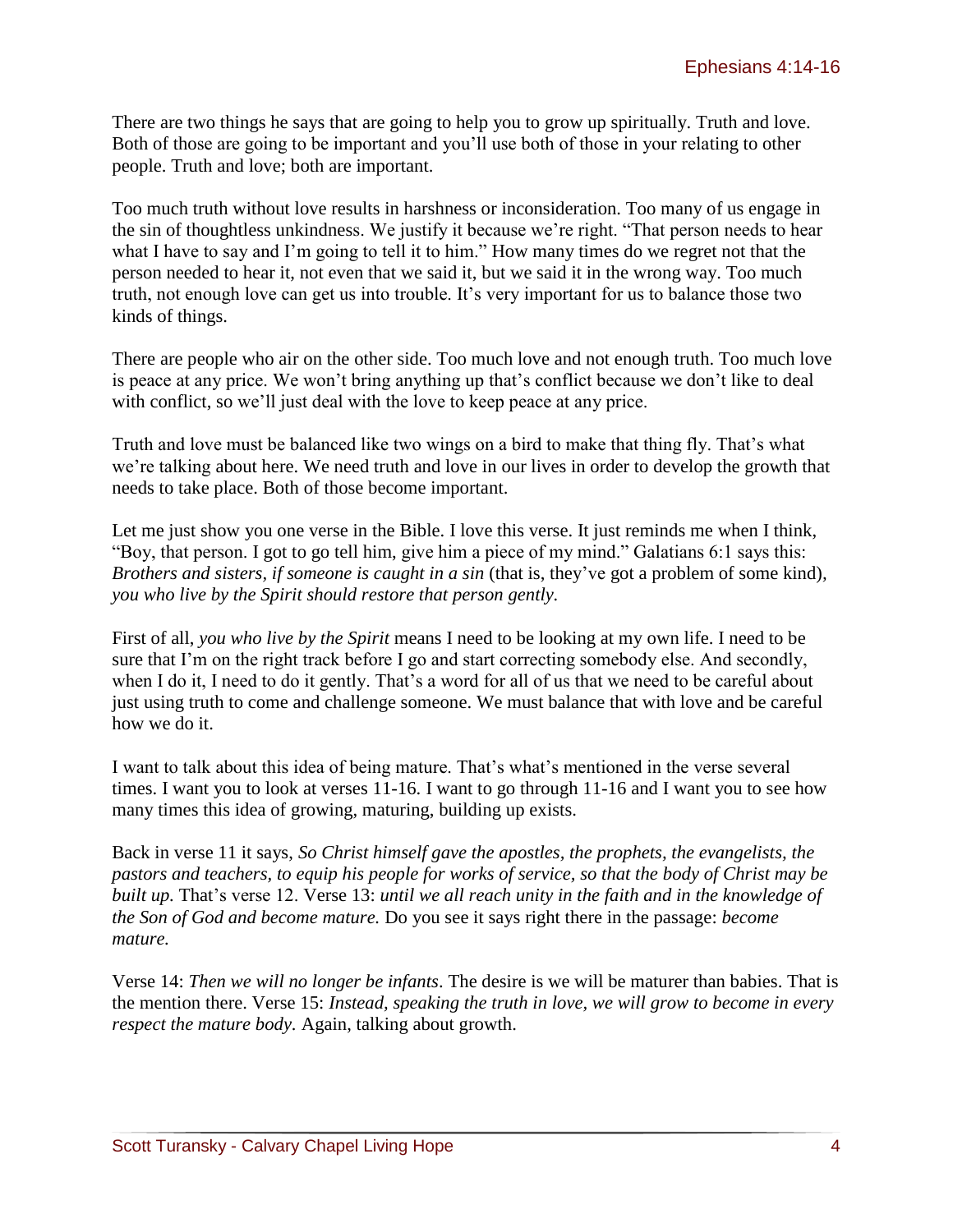There are two things he says that are going to help you to grow up spiritually. Truth and love. Both of those are going to be important and you'll use both of those in your relating to other people. Truth and love; both are important.

Too much truth without love results in harshness or inconsideration. Too many of us engage in the sin of thoughtless unkindness. We justify it because we're right. "That person needs to hear what I have to say and I'm going to tell it to him." How many times do we regret not that the person needed to hear it, not even that we said it, but we said it in the wrong way. Too much truth, not enough love can get us into trouble. It's very important for us to balance those two kinds of things.

There are people who air on the other side. Too much love and not enough truth. Too much love is peace at any price. We won't bring anything up that's conflict because we don't like to deal with conflict, so we'll just deal with the love to keep peace at any price.

Truth and love must be balanced like two wings on a bird to make that thing fly. That's what we're talking about here. We need truth and love in our lives in order to develop the growth that needs to take place. Both of those become important.

Let me just show you one verse in the Bible. I love this verse. It just reminds me when I think, "Boy, that person. I got to go tell him, give him a piece of my mind." Galatians 6:1 says this: *Brothers and sisters, if someone is caught in a sin* (that is, they've got a problem of some kind), *you who live by the Spirit should restore that person gently.*

First of all, *you who live by the Spirit* means I need to be looking at my own life. I need to be sure that I'm on the right track before I go and start correcting somebody else. And secondly, when I do it, I need to do it gently. That's a word for all of us that we need to be careful about just using truth to come and challenge someone. We must balance that with love and be careful how we do it.

I want to talk about this idea of being mature. That's what's mentioned in the verse several times. I want you to look at verses 11-16. I want to go through 11-16 and I want you to see how many times this idea of growing, maturing, building up exists.

Back in verse 11 it says, *So Christ himself gave the apostles, the prophets, the evangelists, the pastors and teachers, to equip his people for works of service, so that the body of Christ may be built up.* That's verse 12. Verse 13: *until we all reach unity in the faith and in the knowledge of the Son of God and become mature.* Do you see it says right there in the passage: *become mature.*

Verse 14: *Then we will no longer be infants*. The desire is we will be maturer than babies. That is the mention there. Verse 15: *Instead, speaking the truth in love, we will grow to become in every respect the mature body.* Again, talking about growth.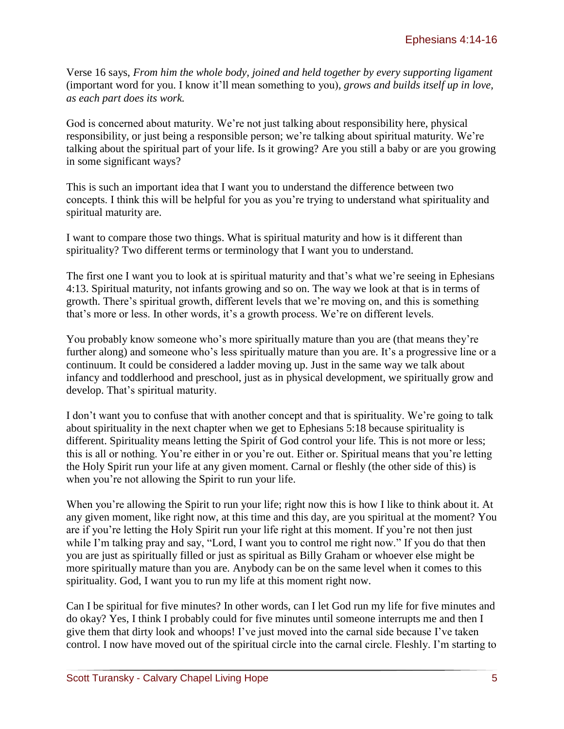Verse 16 says, *From him the whole body, joined and held together by every supporting ligament* (important word for you. I know it'll mean something to you), *grows and builds itself up in love, as each part does its work.*

God is concerned about maturity. We're not just talking about responsibility here, physical responsibility, or just being a responsible person; we're talking about spiritual maturity. We're talking about the spiritual part of your life. Is it growing? Are you still a baby or are you growing in some significant ways?

This is such an important idea that I want you to understand the difference between two concepts. I think this will be helpful for you as you're trying to understand what spirituality and spiritual maturity are.

I want to compare those two things. What is spiritual maturity and how is it different than spirituality? Two different terms or terminology that I want you to understand.

The first one I want you to look at is spiritual maturity and that's what we're seeing in Ephesians 4:13. Spiritual maturity, not infants growing and so on. The way we look at that is in terms of growth. There's spiritual growth, different levels that we're moving on, and this is something that's more or less. In other words, it's a growth process. We're on different levels.

You probably know someone who's more spiritually mature than you are (that means they're further along) and someone who's less spiritually mature than you are. It's a progressive line or a continuum. It could be considered a ladder moving up. Just in the same way we talk about infancy and toddlerhood and preschool, just as in physical development, we spiritually grow and develop. That's spiritual maturity.

I don't want you to confuse that with another concept and that is spirituality. We're going to talk about spirituality in the next chapter when we get to Ephesians 5:18 because spirituality is different. Spirituality means letting the Spirit of God control your life. This is not more or less; this is all or nothing. You're either in or you're out. Either or. Spiritual means that you're letting the Holy Spirit run your life at any given moment. Carnal or fleshly (the other side of this) is when you're not allowing the Spirit to run your life.

When you're allowing the Spirit to run your life; right now this is how I like to think about it. At any given moment, like right now, at this time and this day, are you spiritual at the moment? You are if you're letting the Holy Spirit run your life right at this moment. If you're not then just while I'm talking pray and say, "Lord, I want you to control me right now." If you do that then you are just as spiritually filled or just as spiritual as Billy Graham or whoever else might be more spiritually mature than you are. Anybody can be on the same level when it comes to this spirituality. God, I want you to run my life at this moment right now.

Can I be spiritual for five minutes? In other words, can I let God run my life for five minutes and do okay? Yes, I think I probably could for five minutes until someone interrupts me and then I give them that dirty look and whoops! I've just moved into the carnal side because I've taken control. I now have moved out of the spiritual circle into the carnal circle. Fleshly. I'm starting to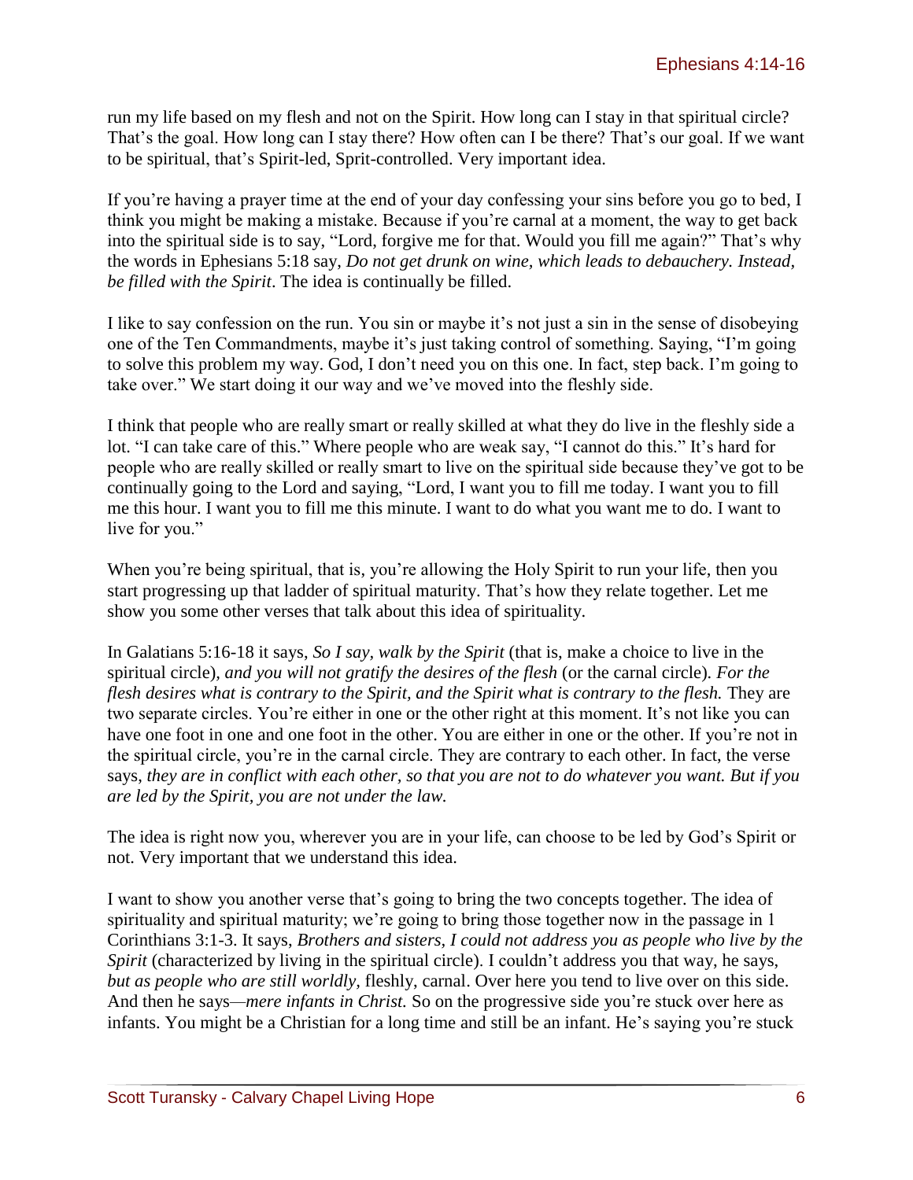run my life based on my flesh and not on the Spirit. How long can I stay in that spiritual circle? That's the goal. How long can I stay there? How often can I be there? That's our goal. If we want to be spiritual, that's Spirit-led, Sprit-controlled. Very important idea.

If you're having a prayer time at the end of your day confessing your sins before you go to bed, I think you might be making a mistake. Because if you're carnal at a moment, the way to get back into the spiritual side is to say, "Lord, forgive me for that. Would you fill me again?" That's why the words in Ephesians 5:18 say, *Do not get drunk on wine, which leads to debauchery. Instead, be filled with the Spirit*. The idea is continually be filled.

I like to say confession on the run. You sin or maybe it's not just a sin in the sense of disobeying one of the Ten Commandments, maybe it's just taking control of something. Saying, "I'm going to solve this problem my way. God, I don't need you on this one. In fact, step back. I'm going to take over." We start doing it our way and we've moved into the fleshly side.

I think that people who are really smart or really skilled at what they do live in the fleshly side a lot. "I can take care of this." Where people who are weak say, "I cannot do this." It's hard for people who are really skilled or really smart to live on the spiritual side because they've got to be continually going to the Lord and saying, "Lord, I want you to fill me today. I want you to fill me this hour. I want you to fill me this minute. I want to do what you want me to do. I want to live for you."

When you're being spiritual, that is, you're allowing the Holy Spirit to run your life, then you start progressing up that ladder of spiritual maturity. That's how they relate together. Let me show you some other verses that talk about this idea of spirituality.

In Galatians 5:16-18 it says, *So I say, walk by the Spirit* (that is, make a choice to live in the spiritual circle), *and you will not gratify the desires of the flesh* (or the carnal circle). *For the flesh desires what is contrary to the Spirit, and the Spirit what is contrary to the flesh.* They are two separate circles. You're either in one or the other right at this moment. It's not like you can have one foot in one and one foot in the other. You are either in one or the other. If you're not in the spiritual circle, you're in the carnal circle. They are contrary to each other. In fact, the verse says, *they are in conflict with each other, so that you are not to do whatever you want. But if you are led by the Spirit, you are not under the law.*

The idea is right now you, wherever you are in your life, can choose to be led by God's Spirit or not. Very important that we understand this idea.

I want to show you another verse that's going to bring the two concepts together. The idea of spirituality and spiritual maturity; we're going to bring those together now in the passage in 1 Corinthians 3:1-3. It says, *Brothers and sisters, I could not address you as people who live by the Spirit* (characterized by living in the spiritual circle). I couldn't address you that way, he says, *but as people who are still worldly,* fleshly, carnal. Over here you tend to live over on this side. And then he says—*mere infants in Christ.* So on the progressive side you're stuck over here as infants. You might be a Christian for a long time and still be an infant. He's saying you're stuck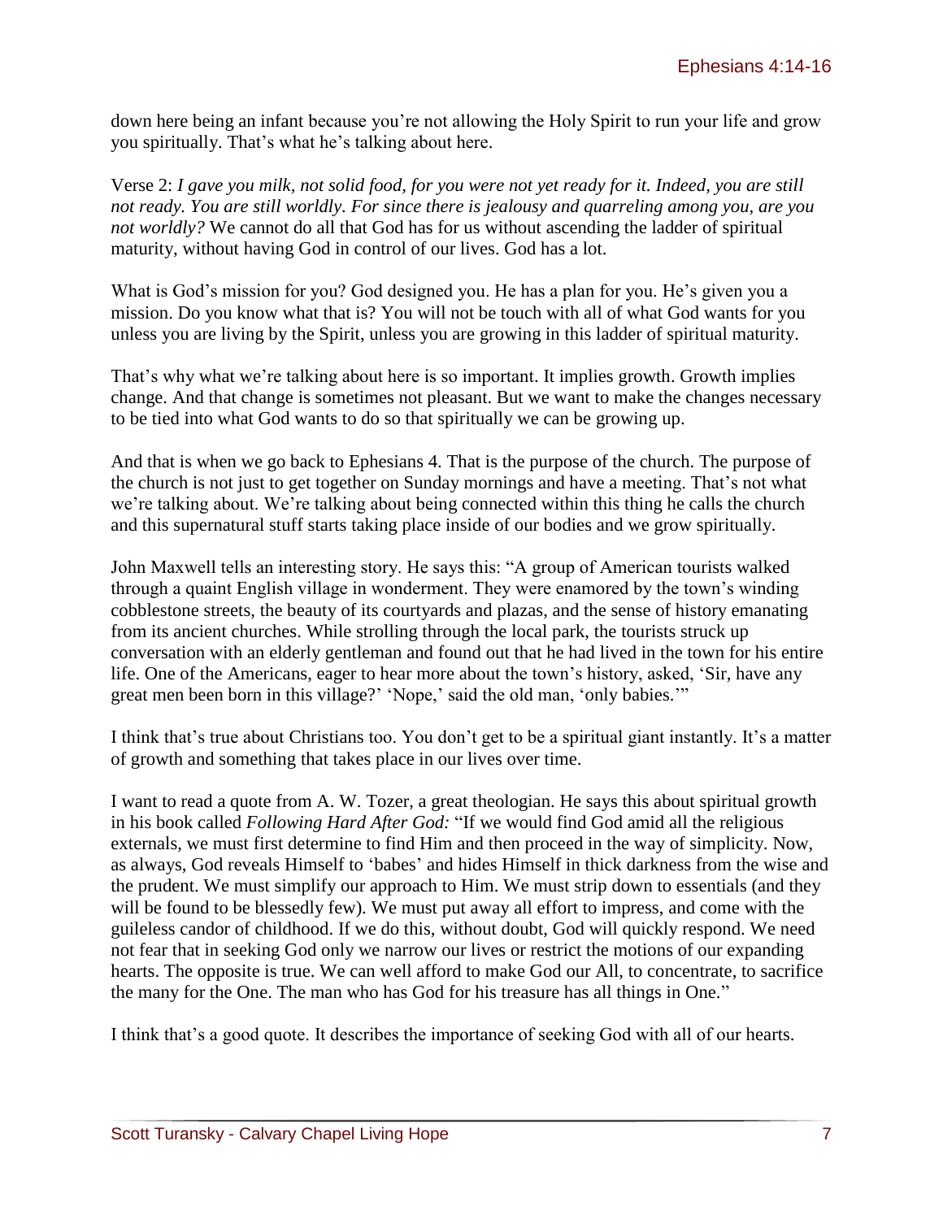down here being an infant because you're not allowing the Holy Spirit to run your life and grow you spiritually. That's what he's talking about here.

Verse 2: *I gave you milk, not solid food, for you were not yet ready for it. Indeed, you are still not ready. You are still worldly. For since there is jealousy and quarreling among you, are you not worldly?* We cannot do all that God has for us without ascending the ladder of spiritual maturity, without having God in control of our lives. God has a lot.

What is God's mission for you? God designed you. He has a plan for you. He's given you a mission. Do you know what that is? You will not be touch with all of what God wants for you unless you are living by the Spirit, unless you are growing in this ladder of spiritual maturity.

That's why what we're talking about here is so important. It implies growth. Growth implies change. And that change is sometimes not pleasant. But we want to make the changes necessary to be tied into what God wants to do so that spiritually we can be growing up.

And that is when we go back to Ephesians 4. That is the purpose of the church. The purpose of the church is not just to get together on Sunday mornings and have a meeting. That's not what we're talking about. We're talking about being connected within this thing he calls the church and this supernatural stuff starts taking place inside of our bodies and we grow spiritually.

John Maxwell tells an interesting story. He says this: "A group of American tourists walked through a quaint English village in wonderment. They were enamored by the town's winding cobblestone streets, the beauty of its courtyards and plazas, and the sense of history emanating from its ancient churches. While strolling through the local park, the tourists struck up conversation with an elderly gentleman and found out that he had lived in the town for his entire life. One of the Americans, eager to hear more about the town's history, asked, 'Sir, have any great men been born in this village?' 'Nope,' said the old man, 'only babies.'"

I think that's true about Christians too. You don't get to be a spiritual giant instantly. It's a matter of growth and something that takes place in our lives over time.

I want to read a quote from A. W. Tozer, a great theologian. He says this about spiritual growth in his book called *Following Hard After God:* "If we would find God amid all the religious externals, we must first determine to find Him and then proceed in the way of simplicity. Now, as always, God reveals Himself to 'babes' and hides Himself in thick darkness from the wise and the prudent. We must simplify our approach to Him. We must strip down to essentials (and they will be found to be blessedly few). We must put away all effort to impress, and come with the guileless candor of childhood. If we do this, without doubt, God will quickly respond. We need not fear that in seeking God only we narrow our lives or restrict the motions of our expanding hearts. The opposite is true. We can well afford to make God our All, to concentrate, to sacrifice the many for the One. The man who has God for his treasure has all things in One."

I think that's a good quote. It describes the importance of seeking God with all of our hearts.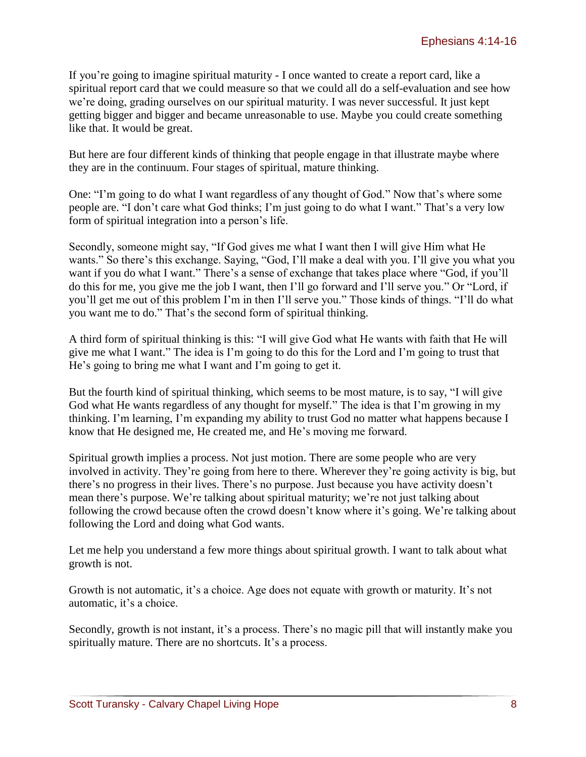If you're going to imagine spiritual maturity - I once wanted to create a report card, like a spiritual report card that we could measure so that we could all do a self-evaluation and see how we're doing, grading ourselves on our spiritual maturity. I was never successful. It just kept getting bigger and bigger and became unreasonable to use. Maybe you could create something like that. It would be great.

But here are four different kinds of thinking that people engage in that illustrate maybe where they are in the continuum. Four stages of spiritual, mature thinking.

One: "I'm going to do what I want regardless of any thought of God." Now that's where some people are. "I don't care what God thinks; I'm just going to do what I want." That's a very low form of spiritual integration into a person's life.

Secondly, someone might say, "If God gives me what I want then I will give Him what He wants." So there's this exchange. Saying, "God, I'll make a deal with you. I'll give you what you want if you do what I want." There's a sense of exchange that takes place where "God, if you'll do this for me, you give me the job I want, then I'll go forward and I'll serve you." Or "Lord, if you'll get me out of this problem I'm in then I'll serve you." Those kinds of things. "I'll do what you want me to do." That's the second form of spiritual thinking.

A third form of spiritual thinking is this: "I will give God what He wants with faith that He will give me what I want." The idea is I'm going to do this for the Lord and I'm going to trust that He's going to bring me what I want and I'm going to get it.

But the fourth kind of spiritual thinking, which seems to be most mature, is to say, "I will give God what He wants regardless of any thought for myself." The idea is that I'm growing in my thinking. I'm learning, I'm expanding my ability to trust God no matter what happens because I know that He designed me, He created me, and He's moving me forward.

Spiritual growth implies a process. Not just motion. There are some people who are very involved in activity. They're going from here to there. Wherever they're going activity is big, but there's no progress in their lives. There's no purpose. Just because you have activity doesn't mean there's purpose. We're talking about spiritual maturity; we're not just talking about following the crowd because often the crowd doesn't know where it's going. We're talking about following the Lord and doing what God wants.

Let me help you understand a few more things about spiritual growth. I want to talk about what growth is not.

Growth is not automatic, it's a choice. Age does not equate with growth or maturity. It's not automatic, it's a choice.

Secondly, growth is not instant, it's a process. There's no magic pill that will instantly make you spiritually mature. There are no shortcuts. It's a process.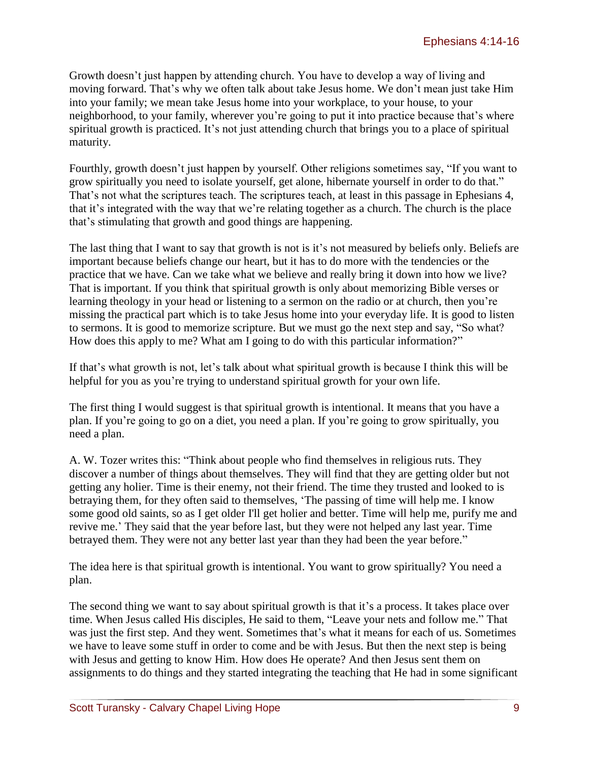Growth doesn't just happen by attending church. You have to develop a way of living and moving forward. That's why we often talk about take Jesus home. We don't mean just take Him into your family; we mean take Jesus home into your workplace, to your house, to your neighborhood, to your family, wherever you're going to put it into practice because that's where spiritual growth is practiced. It's not just attending church that brings you to a place of spiritual maturity.

Fourthly, growth doesn't just happen by yourself. Other religions sometimes say, "If you want to grow spiritually you need to isolate yourself, get alone, hibernate yourself in order to do that." That's not what the scriptures teach. The scriptures teach, at least in this passage in Ephesians 4, that it's integrated with the way that we're relating together as a church. The church is the place that's stimulating that growth and good things are happening.

The last thing that I want to say that growth is not is it's not measured by beliefs only. Beliefs are important because beliefs change our heart, but it has to do more with the tendencies or the practice that we have. Can we take what we believe and really bring it down into how we live? That is important. If you think that spiritual growth is only about memorizing Bible verses or learning theology in your head or listening to a sermon on the radio or at church, then you're missing the practical part which is to take Jesus home into your everyday life. It is good to listen to sermons. It is good to memorize scripture. But we must go the next step and say, "So what? How does this apply to me? What am I going to do with this particular information?"

If that's what growth is not, let's talk about what spiritual growth is because I think this will be helpful for you as you're trying to understand spiritual growth for your own life.

The first thing I would suggest is that spiritual growth is intentional. It means that you have a plan. If you're going to go on a diet, you need a plan. If you're going to grow spiritually, you need a plan.

A. W. Tozer writes this: "Think about people who find themselves in religious ruts. They discover a number of things about themselves. They will find that they are getting older but not getting any holier. Time is their enemy, not their friend. The time they trusted and looked to is betraying them, for they often said to themselves, 'The passing of time will help me. I know some good old saints, so as I get older I'll get holier and better. Time will help me, purify me and revive me.' They said that the year before last, but they were not helped any last year. Time betrayed them. They were not any better last year than they had been the year before."

The idea here is that spiritual growth is intentional. You want to grow spiritually? You need a plan.

The second thing we want to say about spiritual growth is that it's a process. It takes place over time. When Jesus called His disciples, He said to them, "Leave your nets and follow me." That was just the first step. And they went. Sometimes that's what it means for each of us. Sometimes we have to leave some stuff in order to come and be with Jesus. But then the next step is being with Jesus and getting to know Him. How does He operate? And then Jesus sent them on assignments to do things and they started integrating the teaching that He had in some significant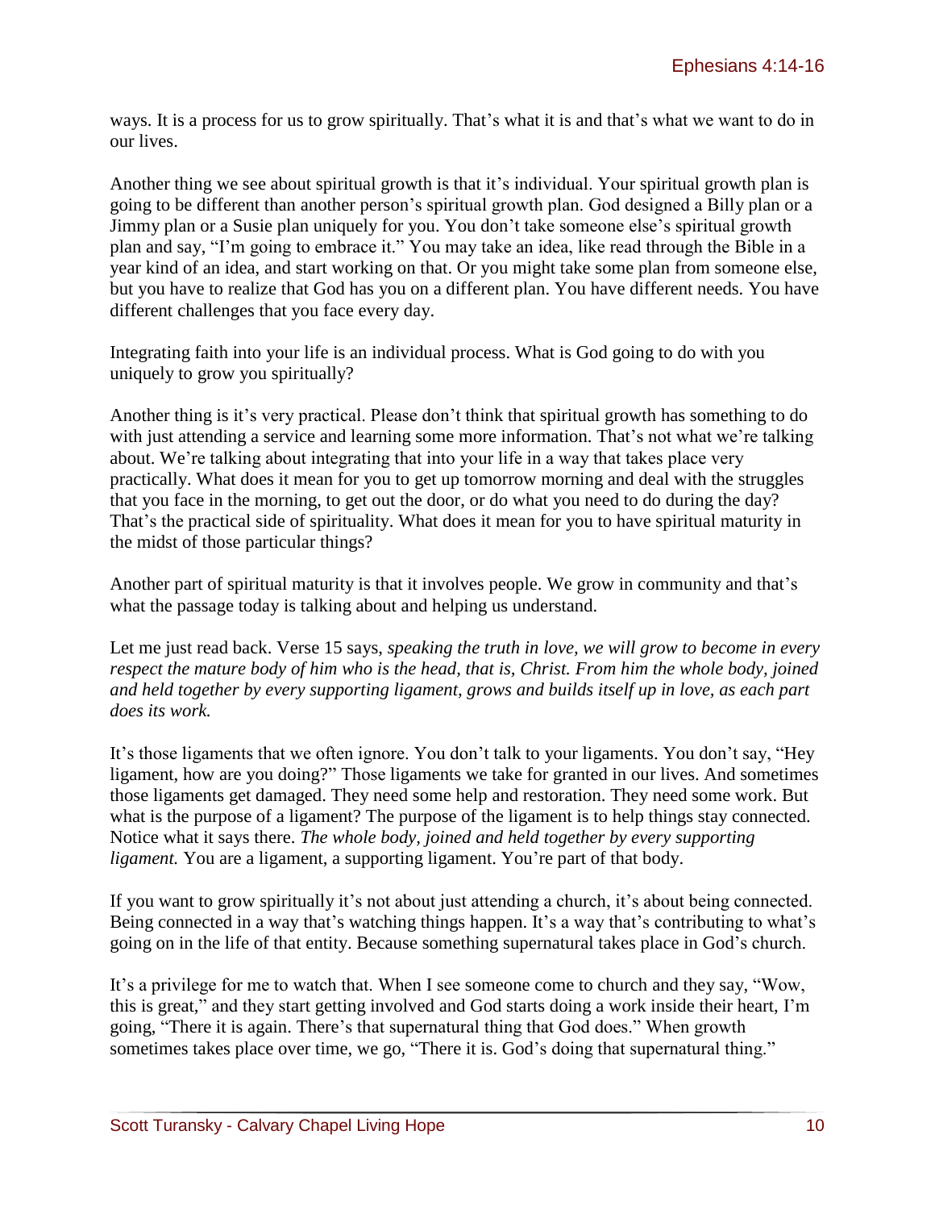ways. It is a process for us to grow spiritually. That's what it is and that's what we want to do in our lives.

Another thing we see about spiritual growth is that it's individual. Your spiritual growth plan is going to be different than another person's spiritual growth plan. God designed a Billy plan or a Jimmy plan or a Susie plan uniquely for you. You don't take someone else's spiritual growth plan and say, "I'm going to embrace it." You may take an idea, like read through the Bible in a year kind of an idea, and start working on that. Or you might take some plan from someone else, but you have to realize that God has you on a different plan. You have different needs. You have different challenges that you face every day.

Integrating faith into your life is an individual process. What is God going to do with you uniquely to grow you spiritually?

Another thing is it's very practical. Please don't think that spiritual growth has something to do with just attending a service and learning some more information. That's not what we're talking about. We're talking about integrating that into your life in a way that takes place very practically. What does it mean for you to get up tomorrow morning and deal with the struggles that you face in the morning, to get out the door, or do what you need to do during the day? That's the practical side of spirituality. What does it mean for you to have spiritual maturity in the midst of those particular things?

Another part of spiritual maturity is that it involves people. We grow in community and that's what the passage today is talking about and helping us understand.

Let me just read back. Verse 15 says, *speaking the truth in love, we will grow to become in every respect the mature body of him who is the head, that is, Christ. From him the whole body, joined and held together by every supporting ligament, grows and builds itself up in love, as each part does its work.*

It's those ligaments that we often ignore. You don't talk to your ligaments. You don't say, "Hey ligament, how are you doing?" Those ligaments we take for granted in our lives. And sometimes those ligaments get damaged. They need some help and restoration. They need some work. But what is the purpose of a ligament? The purpose of the ligament is to help things stay connected. Notice what it says there. *The whole body, joined and held together by every supporting ligament.* You are a ligament, a supporting ligament. You're part of that body.

If you want to grow spiritually it's not about just attending a church, it's about being connected. Being connected in a way that's watching things happen. It's a way that's contributing to what's going on in the life of that entity. Because something supernatural takes place in God's church.

It's a privilege for me to watch that. When I see someone come to church and they say, "Wow, this is great," and they start getting involved and God starts doing a work inside their heart, I'm going, "There it is again. There's that supernatural thing that God does." When growth sometimes takes place over time, we go, "There it is. God's doing that supernatural thing."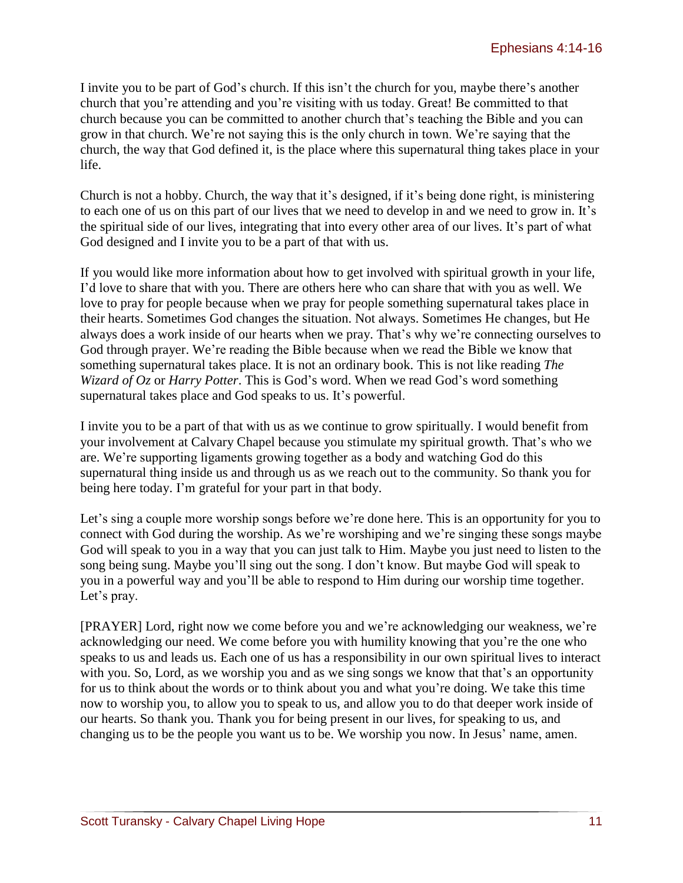I invite you to be part of God's church. If this isn't the church for you, maybe there's another church that you're attending and you're visiting with us today. Great! Be committed to that church because you can be committed to another church that's teaching the Bible and you can grow in that church. We're not saying this is the only church in town. We're saying that the church, the way that God defined it, is the place where this supernatural thing takes place in your life.

Church is not a hobby. Church, the way that it's designed, if it's being done right, is ministering to each one of us on this part of our lives that we need to develop in and we need to grow in. It's the spiritual side of our lives, integrating that into every other area of our lives. It's part of what God designed and I invite you to be a part of that with us.

If you would like more information about how to get involved with spiritual growth in your life, I'd love to share that with you. There are others here who can share that with you as well. We love to pray for people because when we pray for people something supernatural takes place in their hearts. Sometimes God changes the situation. Not always. Sometimes He changes, but He always does a work inside of our hearts when we pray. That's why we're connecting ourselves to God through prayer. We're reading the Bible because when we read the Bible we know that something supernatural takes place. It is not an ordinary book. This is not like reading *The Wizard of Oz* or *Harry Potter*. This is God's word. When we read God's word something supernatural takes place and God speaks to us. It's powerful.

I invite you to be a part of that with us as we continue to grow spiritually. I would benefit from your involvement at Calvary Chapel because you stimulate my spiritual growth. That's who we are. We're supporting ligaments growing together as a body and watching God do this supernatural thing inside us and through us as we reach out to the community. So thank you for being here today. I'm grateful for your part in that body.

Let's sing a couple more worship songs before we're done here. This is an opportunity for you to connect with God during the worship. As we're worshiping and we're singing these songs maybe God will speak to you in a way that you can just talk to Him. Maybe you just need to listen to the song being sung. Maybe you'll sing out the song. I don't know. But maybe God will speak to you in a powerful way and you'll be able to respond to Him during our worship time together. Let's pray.

[PRAYER] Lord, right now we come before you and we're acknowledging our weakness, we're acknowledging our need. We come before you with humility knowing that you're the one who speaks to us and leads us. Each one of us has a responsibility in our own spiritual lives to interact with you. So, Lord, as we worship you and as we sing songs we know that that's an opportunity for us to think about the words or to think about you and what you're doing. We take this time now to worship you, to allow you to speak to us, and allow you to do that deeper work inside of our hearts. So thank you. Thank you for being present in our lives, for speaking to us, and changing us to be the people you want us to be. We worship you now. In Jesus' name, amen.